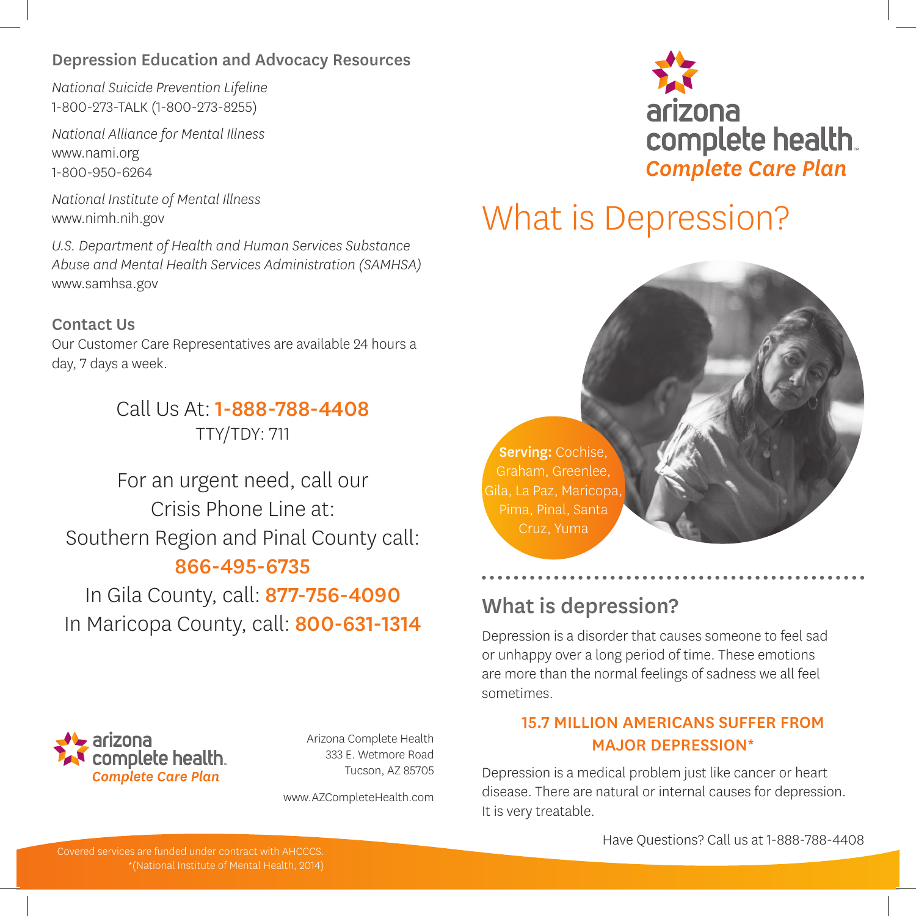## Depression Education and Advocacy Resources

*National Suicide Prevention Lifeline*
1-800-273-TALK (1-800-273-8255)

*National Alliance for Mental Illness*
www.nami.org
1-800-950-6264

*National Institute of Mental Illness*
www.nimh.nih.gov

*U.S. Department of Health and Human Services Substance Abuse and Mental Health Services Administration (SAMHSA)*
www.samhsa.gov

## Contact Us

Our Customer Care Representatives are available 24 hours a day, 7 days a week.

Call Us At: **1-888-788-4408**
TTY/TDY: 711

For an urgent need, call our Crisis Phone Line at:
Southern Region and Pinal County call:
**866-495-6735**
In Gila County, call: **877-756-4090**
In Maricopa County, call: **800-631-1314**

arizona complete health
*Complete Care Plan*

Arizona Complete Health
333 E. Wetmore Road
Tucson, AZ 85705

www.AZCompleteHealth.com

Covered services are funded under contract with AHCCCS.
*(National Institute of Mental Health, 2014)

arizona complete health
*Complete Care Plan*

# What is Depression?

**Serving:** Cochise, Graham, Greenlee, Gila, La Paz, Maricopa, Pima, Pinal, Santa Cruz, Yuma

## What is depression?

Depression is a disorder that causes someone to feel sad or unhappy over a long period of time. These emotions are more than the normal feelings of sadness we all feel sometimes.

**15.7 MILLION AMERICANS SUFFER FROM MAJOR DEPRESSION***

Depression is a medical problem just like cancer or heart disease. There are natural or internal causes for depression. It is very treatable.

Have Questions? Call us at 1-888-788-4408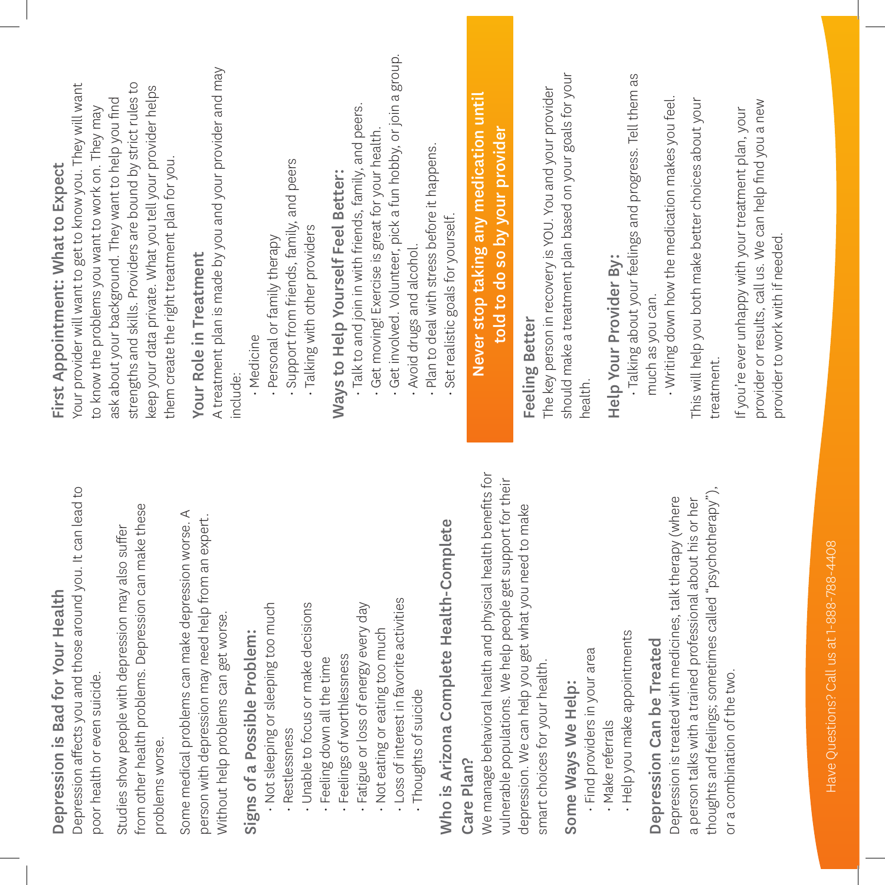## Depression is Bad for Your Health

Depression affects you and those around you. It can lead to poor health or even suicide.

Studies show people with depression may also suffer from other health problems. Depression can make these problems worse.

Some medical problems can make depression worse. A person with depression may need help from an expert. Without help problems can get worse.

### Signs of a Possible Problem:

- Not sleeping or sleeping too much
- Restlessness
- Unable to focus or make decisions
- Feeling down all the time
- Feelings of worthlessness
- Fatigue or loss of energy every day
- Not eating or eating too much
- Loss of interest in favorite activities
- Thoughts of suicide

## Who is Arizona Complete Health-Complete Care Plan?

We manage behavioral health and physical health benefits for vulnerable populations. We help people get support for their depression. We can help you get what you need to make smart choices for your health.

### Some Ways We Help:

- Find providers in your area
- Make referrals
- Help you make appointments

## Depression Can be Treated

Depression is treated with medicines, talk therapy (where a person talks with a trained professional about his or her thoughts and feelings; sometimes called "psychotherapy"), or a combination of the two.

Have Questions? Call us at 1-888-788-4408

## First Appointment: What to Expect

Your provider will want to get to know you. They will want to know the problems you want to work on. They may ask about your background. They want to help you find strengths and skills. Providers are bound by strict rules to keep your data private. What you tell your provider helps them create the right treatment plan for you.

## Your Role in Treatment

A treatment plan is made by you and your provider and may include:

- Medicine
- Personal or family therapy
- Support from friends, family, and peers
- Talking with other providers

## Ways to Help Yourself Feel Better:

- Talk to and join in with friends, family, and peers.
- Get moving! Exercise is great for your health.
- Get involved. Volunteer, pick a fun hobby, or join a group.
- Avoid drugs and alcohol.
- Plan to deal with stress before it happens.
- Set realistic goals for yourself.

**Never stop taking any medication until told to do so by your provider**

## Feeling Better

The key person in recovery is YOU. You and your provider should make a treatment plan based on your goals for your health.

### Help Your Provider By:

- Talking about your feelings and progress. Tell them as much as you can.
- Writing down how the medication makes you feel.

This will help you both make better choices about your treatment.

If you're ever unhappy with your treatment plan, your provider or results, call us. We can help find you a new provider to work with if needed.